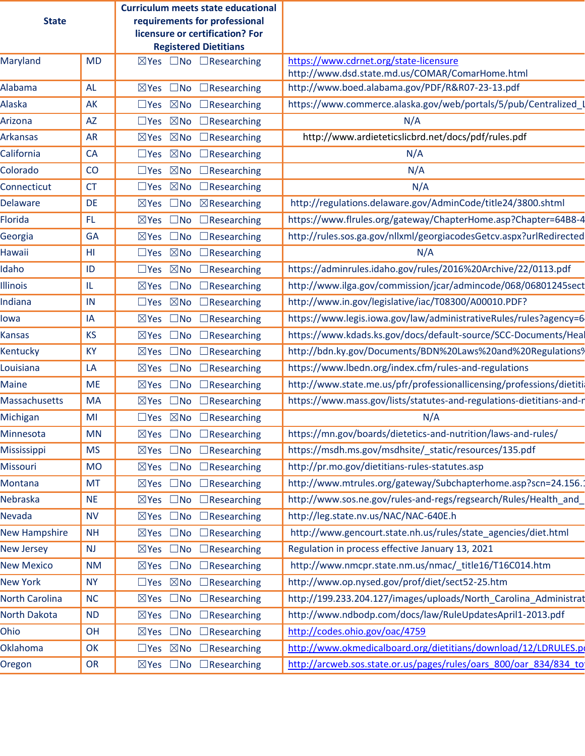| State | | Curriculum meets state educational requirements for professional licensure or certification? For Registered Dietitians | |
|---|---|---|---|
| Maryland | MD | ☒Yes ☐No ☐Researching | https://www.cdrnet.org/state-licensure http://www.dsd.state.md.us/COMAR/ComarHome.html |
| Alabama | AL | ☒Yes ☐No ☐Researching | http://www.boed.alabama.gov/PDF/R&R07-23-13.pdf |
| Alaska | AK | ☐Yes ☒No ☐Researching | https://www.commerce.alaska.gov/web/portals/5/pub/Centralized_L |
| Arizona | AZ | ☐Yes ☒No ☐Researching | N/A |
| Arkansas | AR | ☒Yes ☒No ☐Researching | http://www.ardieteticslicbrd.net/docs/pdf/rules.pdf |
| California | CA | ☐Yes ☒No ☐Researching | N/A |
| Colorado | CO | ☐Yes ☒No ☐Researching | N/A |
| Connecticut | CT | ☐Yes ☒No ☐Researching | N/A |
| Delaware | DE | ☒Yes ☐No ☒Researching | http://regulations.delaware.gov/AdminCode/title24/3800.shtml |
| Florida | FL | ☒Yes ☐No ☐Researching | https://www.flrules.org/gateway/ChapterHome.asp?Chapter=64B8-4 |
| Georgia | GA | ☒Yes ☐No ☐Researching | http://rules.sos.ga.gov/nllxml/georgiacodesGetcv.aspx?urlRedirected |
| Hawaii | HI | ☐Yes ☒No ☐Researching | N/A |
| Idaho | ID | ☐Yes ☒No ☐Researching | https://adminrules.idaho.gov/rules/2016%20Archive/22/0113.pdf |
| Illinois | IL | ☒Yes ☐No ☐Researching | http://www.ilga.gov/commission/jcar/admincode/068/06801245sect |
| Indiana | IN | ☐Yes ☒No ☐Researching | http://www.in.gov/legislative/iac/T08300/A00010.PDF? |
| Iowa | IA | ☒Yes ☐No ☐Researching | https://www.legis.iowa.gov/law/administrativeRules/rules?agency=6 |
| Kansas | KS | ☒Yes ☐No ☐Researching | https://www.kdads.ks.gov/docs/default-source/SCC-Documents/Heal |
| Kentucky | KY | ☒Yes ☐No ☐Researching | http://bdn.ky.gov/Documents/BDN%20Laws%20and%20Regulations% |
| Louisiana | LA | ☒Yes ☐No ☐Researching | https://www.lbedn.org/index.cfm/rules-and-regulations |
| Maine | ME | ☒Yes ☐No ☐Researching | http://www.state.me.us/pfr/professionallicensing/professions/dietiti |
| Massachusetts | MA | ☒Yes ☐No ☐Researching | https://www.mass.gov/lists/statutes-and-regulations-dietitians-and-r |
| Michigan | MI | ☐Yes ☒No ☐Researching | N/A |
| Minnesota | MN | ☒Yes ☐No ☐Researching | https://mn.gov/boards/dietetics-and-nutrition/laws-and-rules/ |
| Mississippi | MS | ☒Yes ☐No ☐Researching | https://msdh.ms.gov/msdhsite/_static/resources/135.pdf |
| Missouri | MO | ☒Yes ☐No ☐Researching | http://pr.mo.gov/dietitians-rules-statutes.asp |
| Montana | MT | ☒Yes ☐No ☐Researching | http://www.mtrules.org/gateway/Subchapterhome.asp?scn=24.156.1 |
| Nebraska | NE | ☒Yes ☐No ☐Researching | http://www.sos.ne.gov/rules-and-regs/regsearch/Rules/Health_and_ |
| Nevada | NV | ☒Yes ☐No ☐Researching | http://leg.state.nv.us/NAC/NAC-640E.h |
| New Hampshire | NH | ☒Yes ☐No ☐Researching | http://www.gencourt.state.nh.us/rules/state_agencies/diet.html |
| New Jersey | NJ | ☒Yes ☐No ☐Researching | Regulation in process effective January 13, 2021 |
| New Mexico | NM | ☒Yes ☐No ☐Researching | http://www.nmcpr.state.nm.us/nmac/_title16/T16C014.htm |
| New York | NY | ☐Yes ☒No ☐Researching | http://www.op.nysed.gov/prof/diet/sect52-25.htm |
| North Carolina | NC | ☒Yes ☐No ☐Researching | http://199.233.204.127/images/uploads/North_Carolina_Administrat |
| North Dakota | ND | ☒Yes ☐No ☐Researching | http://www.ndbodp.com/docs/law/RuleUpdatesApril1-2013.pdf |
| Ohio | OH | ☒Yes ☐No ☐Researching | http://codes.ohio.gov/oac/4759 |
| Oklahoma | OK | ☐Yes ☒No ☐Researching | http://www.okmedicalboard.org/dietitians/download/12/LDRULES.pd |
| Oregon | OR | ☒Yes ☐No ☐Researching | http://arcweb.sos.state.or.us/pages/rules/oars_800/oar_834/834_to |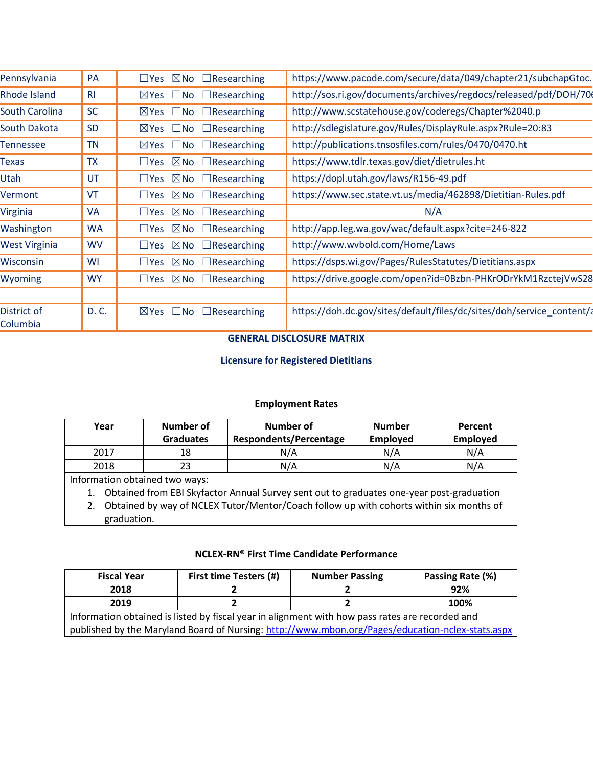| | | | |
|---|---|---|---|
| Pennsylvania | PA | ☐Yes ☒No ☐Researching | https://www.pacode.com/secure/data/049/chapter21/subchapGtoc. |
| Rhode Island | RI | ☒Yes ☐No ☐Researching | http://sos.ri.gov/documents/archives/regdocs/released/pdf/DOH/70 |
| South Carolina | SC | ☒Yes ☐No ☐Researching | http://www.scstatehouse.gov/coderegs/Chapter%2040.p |
| South Dakota | SD | ☒Yes ☐No ☐Researching | http://sdlegislature.gov/Rules/DisplayRule.aspx?Rule=20:83 |
| Tennessee | TN | ☒Yes ☐No ☐Researching | http://publications.tnsosfiles.com/rules/0470/0470.ht |
| Texas | TX | ☐Yes ☒No ☐Researching | https://www.tdlr.texas.gov/diet/dietrules.ht |
| Utah | UT | ☐Yes ☒No ☐Researching | https://dopl.utah.gov/laws/R156-49.pdf |
| Vermont | VT | ☐Yes ☒No ☐Researching | https://www.sec.state.vt.us/media/462898/Dietitian-Rules.pdf |
| Virginia | VA | ☐Yes ☒No ☐Researching | N/A |
| Washington | WA | ☐Yes ☒No ☐Researching | http://app.leg.wa.gov/wac/default.aspx?cite=246-822 |
| West Virginia | WV | ☐Yes ☒No ☐Researching | http://www.wvbold.com/Home/Laws |
| Wisconsin | WI | ☐Yes ☒No ☐Researching | https://dsps.wi.gov/Pages/RulesStatutes/Dietitians.aspx |
| Wyoming | WY | ☐Yes ☒No ☐Researching | https://drive.google.com/open?id=0Bzbn-PHKrODrYkM1RzctejVwS28 |
| | | | |
| District of Columbia | D. C. | ☒Yes ☐No ☐Researching | https://doh.dc.gov/sites/default/files/dc/sites/doh/service_content/ |

**GENERAL DISCLOSURE MATRIX**

**Licensure for Registered Dietitians**

**Employment Rates**

| Year | Number of Graduates | Number of Respondents/Percentage | Number Employed | Percent Employed |
|---|---|---|---|---|
| 2017 | 18 | N/A | N/A | N/A |
| 2018 | 23 | N/A | N/A | N/A |

Information obtained two ways:

1. Obtained from EBI Skyfactor Annual Survey sent out to graduates one-year post-graduation
2. Obtained by way of NCLEX Tutor/Mentor/Coach follow up with cohorts within six months of graduation.

**NCLEX-RN® First Time Candidate Performance**

| Fiscal Year | First time Testers (#) | Number Passing | Passing Rate (%) |
|---|---|---|---|
| **2018** | **2** | **2** | **92%** |
| **2019** | **2** | **2** | **100%** |

Information obtained is listed by fiscal year in alignment with how pass rates are recorded and published by the Maryland Board of Nursing: http://www.mbon.org/Pages/education-nclex-stats.aspx